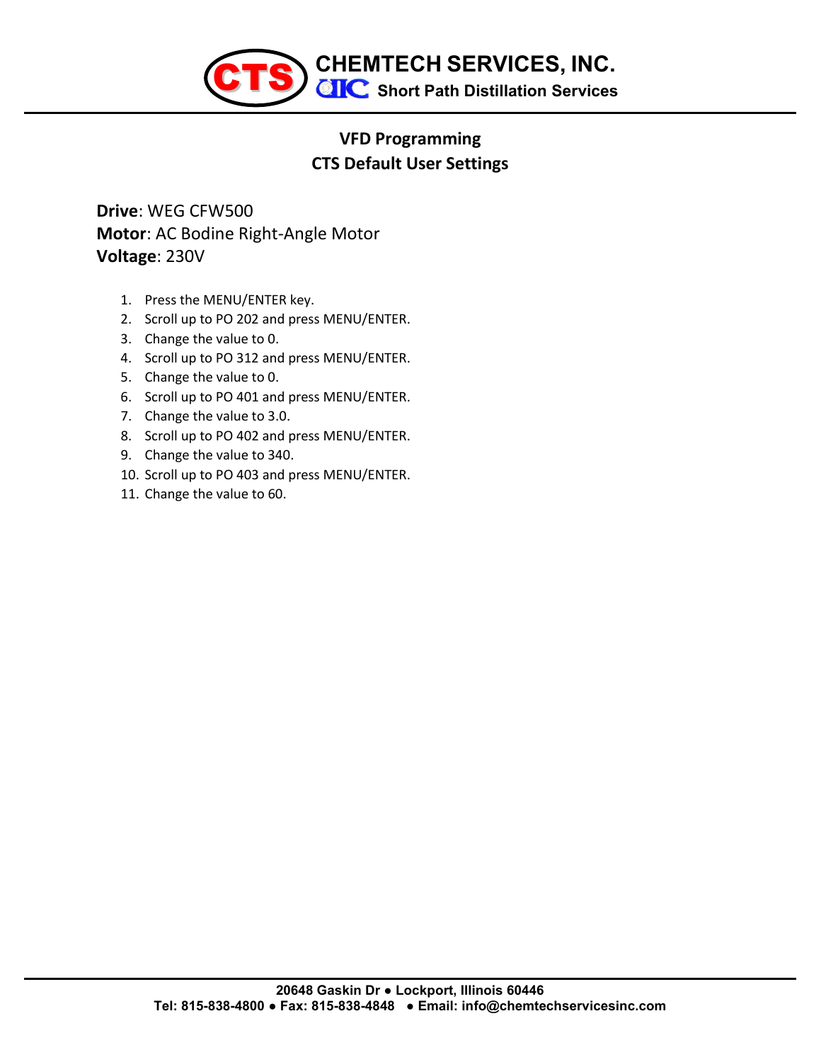# CHEMTECH SERVICES, INC.

**Short Path Distillation Services**

## VFD Programming

## CTS Default User Settings

**Drive**: WEG CFW500

**Motor**: AC Bodine Right-Angle Motor

**Voltage**: 230V

1. Press the MENU/ENTER key.
2. Scroll up to PO 202 and press MENU/ENTER.
3. Change the value to 0.
4. Scroll up to PO 312 and press MENU/ENTER.
5. Change the value to 0.
6. Scroll up to PO 401 and press MENU/ENTER.
7. Change the value to 3.0.
8. Scroll up to PO 402 and press MENU/ENTER.
9. Change the value to 340.
10. Scroll up to PO 403 and press MENU/ENTER.
11. Change the value to 60.

20648 Gaskin Dr ● Lockport, Illinois 60446

Tel: 815-838-4800 ● Fax: 815-838-4848 ● Email: info@chemtechservicesinc.com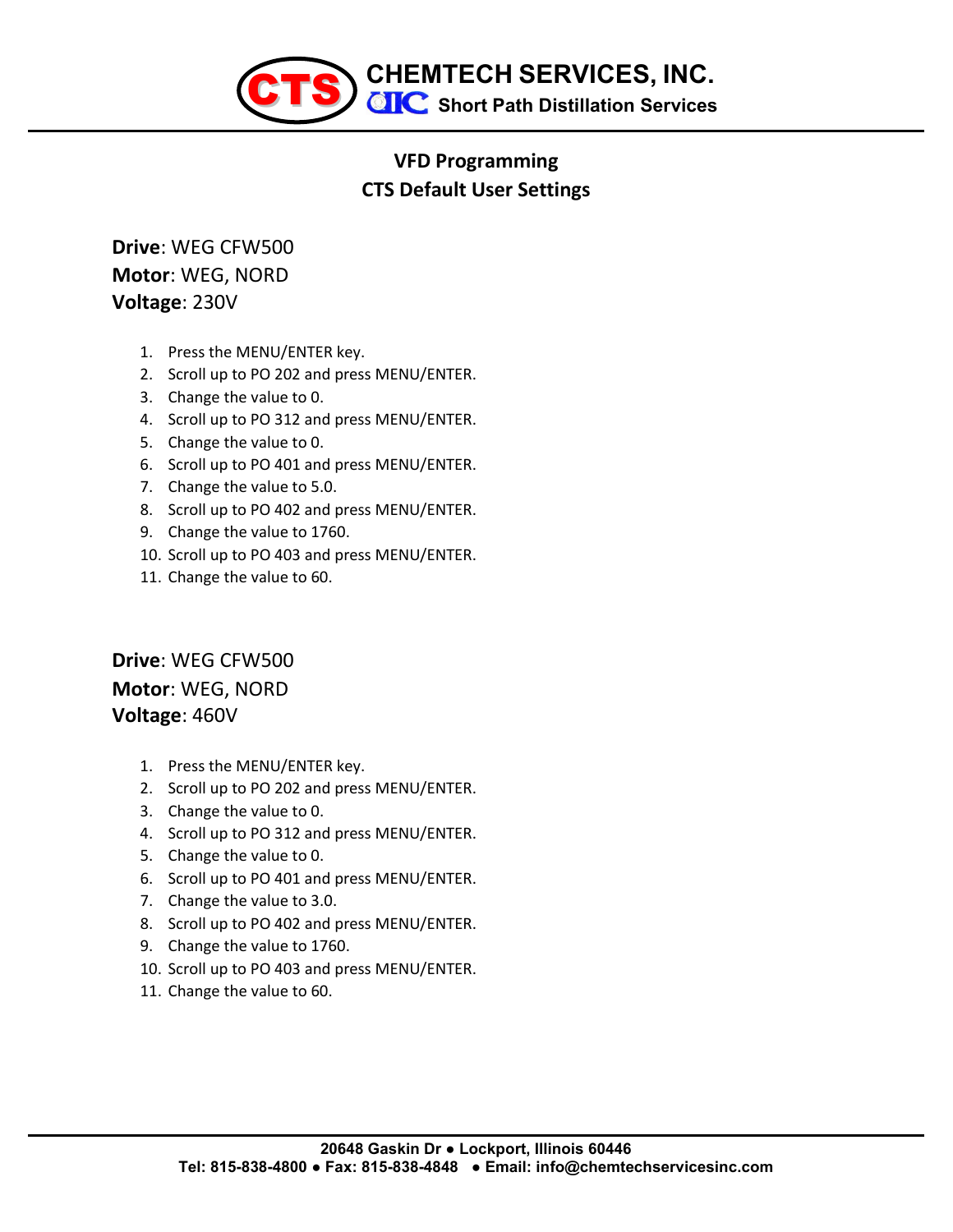# CHEMTECH SERVICES, INC.

## Short Path Distillation Services

### VFD Programming
### CTS Default User Settings

**Drive**: WEG CFW500
**Motor**: WEG, NORD
**Voltage**: 230V

1. Press the MENU/ENTER key.
2. Scroll up to PO 202 and press MENU/ENTER.
3. Change the value to 0.
4. Scroll up to PO 312 and press MENU/ENTER.
5. Change the value to 0.
6. Scroll up to PO 401 and press MENU/ENTER.
7. Change the value to 5.0.
8. Scroll up to PO 402 and press MENU/ENTER.
9. Change the value to 1760.
10. Scroll up to PO 403 and press MENU/ENTER.
11. Change the value to 60.

**Drive**: WEG CFW500
**Motor**: WEG, NORD
**Voltage**: 460V

1. Press the MENU/ENTER key.
2. Scroll up to PO 202 and press MENU/ENTER.
3. Change the value to 0.
4. Scroll up to PO 312 and press MENU/ENTER.
5. Change the value to 0.
6. Scroll up to PO 401 and press MENU/ENTER.
7. Change the value to 3.0.
8. Scroll up to PO 402 and press MENU/ENTER.
9. Change the value to 1760.
10. Scroll up to PO 403 and press MENU/ENTER.
11. Change the value to 60.

**20648 Gaskin Dr ● Lockport, Illinois 60446**
**Tel: 815-838-4800 ● Fax: 815-838-4848 ● Email: info@chemtechservicesinc.com**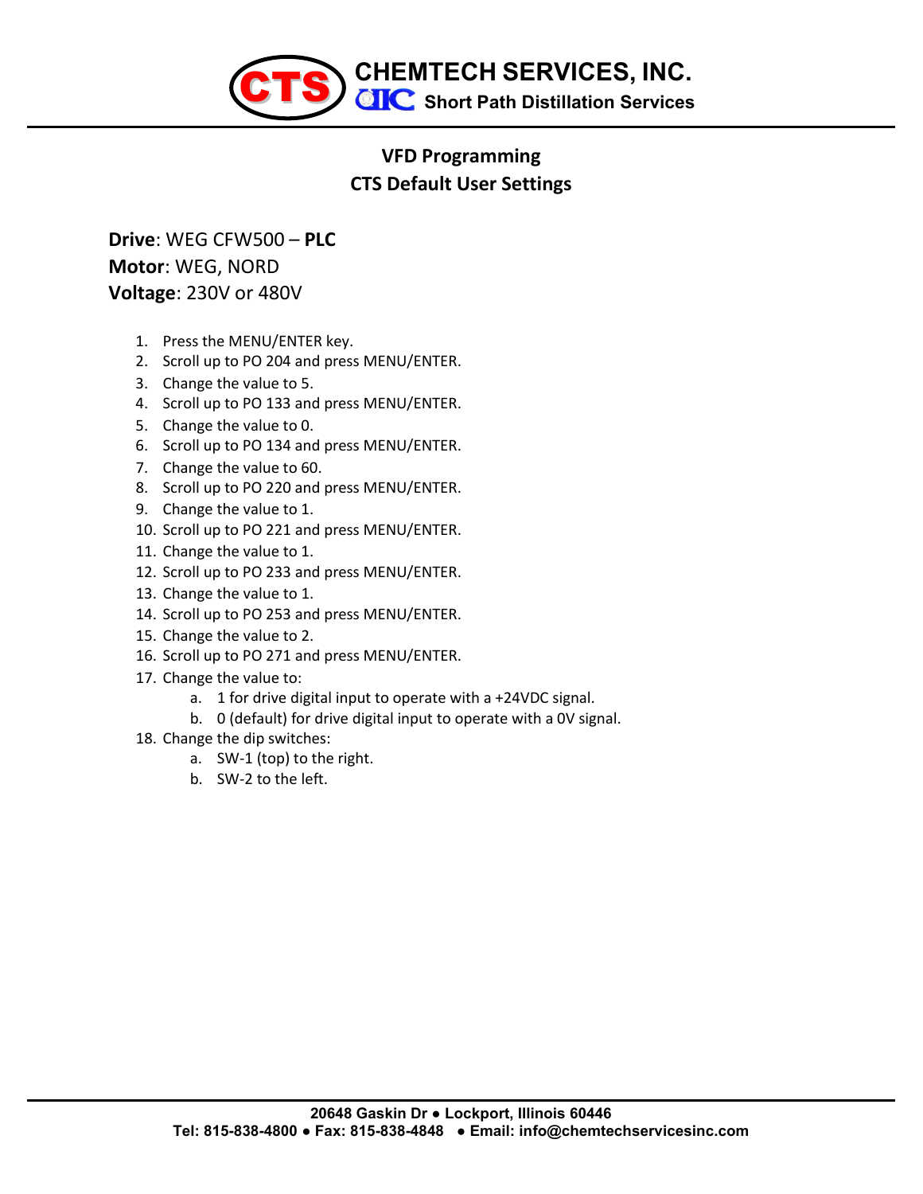CHEMTECH SERVICES, INC.
Short Path Distillation Services

## VFD Programming
## CTS Default User Settings

**Drive**: WEG CFW500 – **PLC**
**Motor**: WEG, NORD
**Voltage**: 230V or 480V

1. Press the MENU/ENTER key.
2. Scroll up to PO 204 and press MENU/ENTER.
3. Change the value to 5.
4. Scroll up to PO 133 and press MENU/ENTER.
5. Change the value to 0.
6. Scroll up to PO 134 and press MENU/ENTER.
7. Change the value to 60.
8. Scroll up to PO 220 and press MENU/ENTER.
9. Change the value to 1.
10. Scroll up to PO 221 and press MENU/ENTER.
11. Change the value to 1.
12. Scroll up to PO 233 and press MENU/ENTER.
13. Change the value to 1.
14. Scroll up to PO 253 and press MENU/ENTER.
15. Change the value to 2.
16. Scroll up to PO 271 and press MENU/ENTER.
17. Change the value to:
    a. 1 for drive digital input to operate with a +24VDC signal.
    b. 0 (default) for drive digital input to operate with a 0V signal.
18. Change the dip switches:
    a. SW-1 (top) to the right.
    b. SW-2 to the left.

20648 Gaskin Dr ● Lockport, Illinois 60446
Tel: 815-838-4800 ● Fax: 815-838-4848 ● Email: info@chemtechservicesinc.com